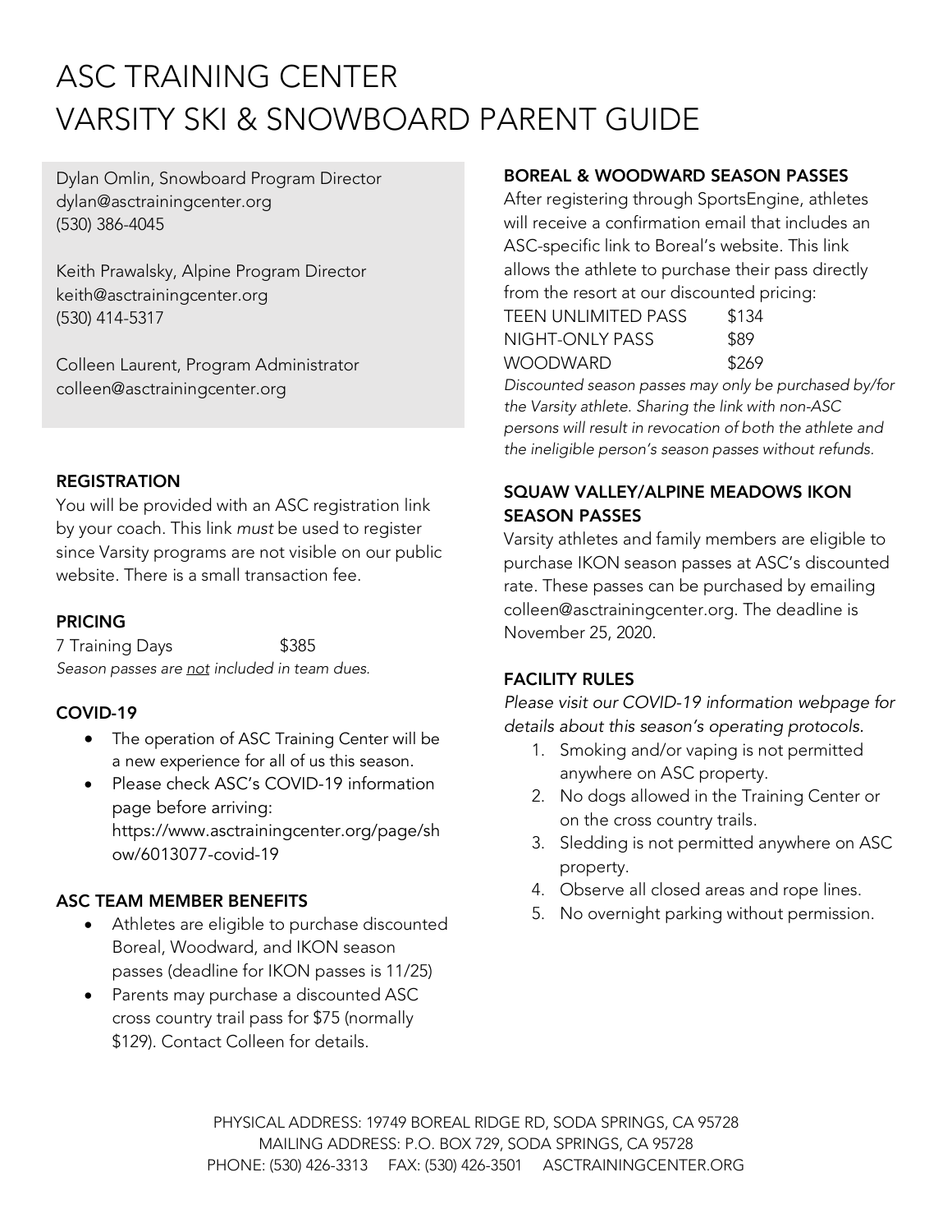# ASC TRAINING CENTER
# VARSITY SKI & SNOWBOARD PARENT GUIDE

Dylan Omlin, Snowboard Program Director
dylan@asctrainingcenter.org
(530) 386-4045

Keith Prawalsky, Alpine Program Director
keith@asctrainingcenter.org
(530) 414-5317

Colleen Laurent, Program Administrator
colleen@asctrainingcenter.org

### REGISTRATION

You will be provided with an ASC registration link by your coach. This link *must* be used to register since Varsity programs are not visible on our public website. There is a small transaction fee.

### PRICING

| 7 Training Days | $385 |
|---|---|

*Season passes are <u>not</u> included in team dues.*

### COVID-19

- The operation of ASC Training Center will be a new experience for all of us this season.
- Please check ASC's COVID-19 information page before arriving: https://www.asctrainingcenter.org/page/show/6013077-covid-19

### ASC TEAM MEMBER BENEFITS

- Athletes are eligible to purchase discounted Boreal, Woodward, and IKON season passes (deadline for IKON passes is 11/25)
- Parents may purchase a discounted ASC cross country trail pass for $75 (normally $129). Contact Colleen for details.

### BOREAL & WOODWARD SEASON PASSES

After registering through SportsEngine, athletes will receive a confirmation email that includes an ASC-specific link to Boreal's website. This link allows the athlete to purchase their pass directly from the resort at our discounted pricing:

| TEEN UNLIMITED PASS | $134 |
|---|---|
| NIGHT-ONLY PASS | $89 |
| WOODWARD | $269 |

*Discounted season passes may only be purchased by/for the Varsity athlete. Sharing the link with non-ASC persons will result in revocation of both the athlete and the ineligible person's season passes without refunds.*

### SQUAW VALLEY/ALPINE MEADOWS IKON SEASON PASSES

Varsity athletes and family members are eligible to purchase IKON season passes at ASC's discounted rate. These passes can be purchased by emailing colleen@asctrainingcenter.org. The deadline is November 25, 2020.

### FACILITY RULES

*Please visit our COVID-19 information webpage for details about this season's operating protocols.*

1. Smoking and/or vaping is not permitted anywhere on ASC property.
2. No dogs allowed in the Training Center or on the cross country trails.
3. Sledding is not permitted anywhere on ASC property.
4. Observe all closed areas and rope lines.
5. No overnight parking without permission.

PHYSICAL ADDRESS: 19749 BOREAL RIDGE RD, SODA SPRINGS, CA 95728
MAILING ADDRESS: P.O. BOX 729, SODA SPRINGS, CA 95728
PHONE: (530) 426-3313 FAX: (530) 426-3501 ASCTRAININGCENTER.ORG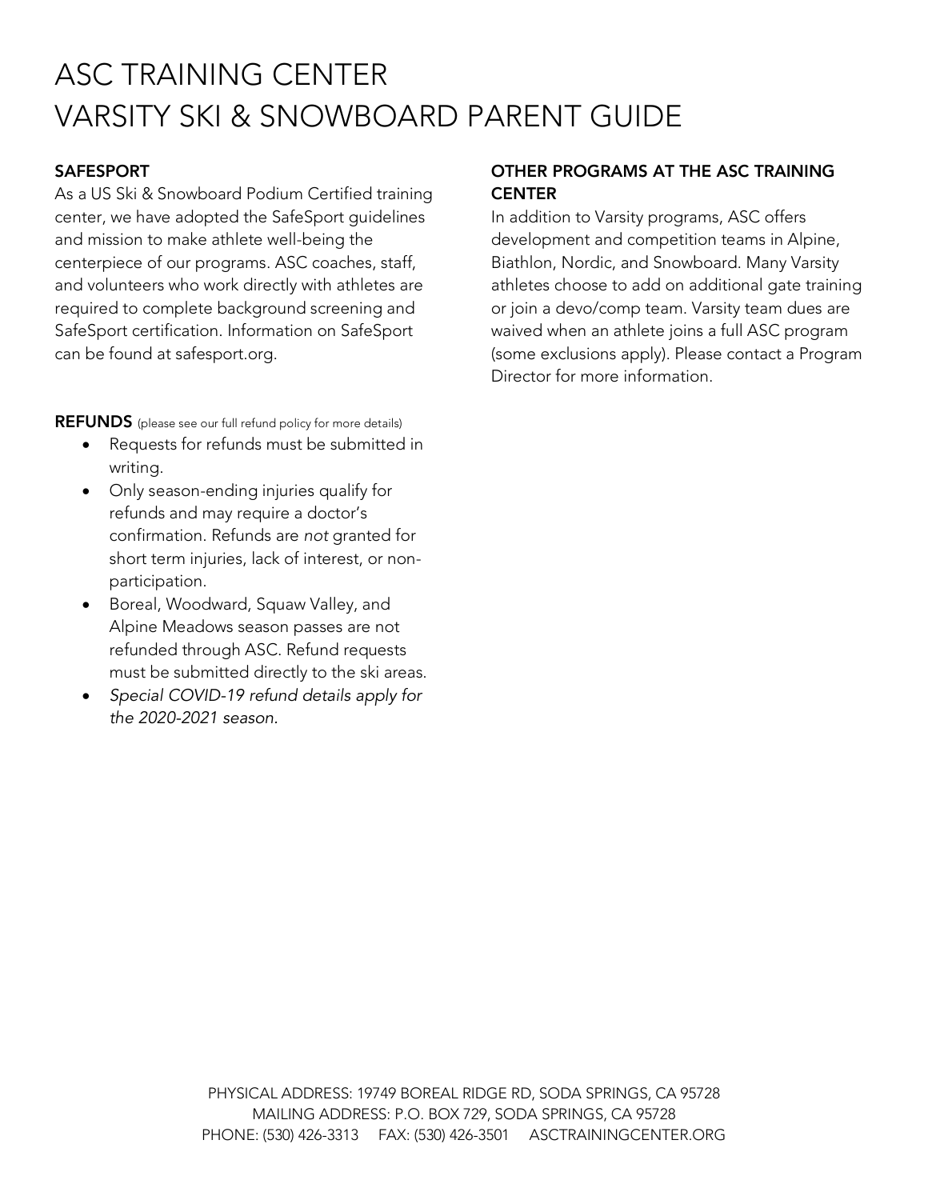# ASC TRAINING CENTER
# VARSITY SKI & SNOWBOARD PARENT GUIDE

## SAFESPORT

As a US Ski & Snowboard Podium Certified training center, we have adopted the SafeSport guidelines and mission to make athlete well-being the centerpiece of our programs. ASC coaches, staff, and volunteers who work directly with athletes are required to complete background screening and SafeSport certification. Information on SafeSport can be found at safesport.org.

## REFUNDS (please see our full refund policy for more details)

- Requests for refunds must be submitted in writing.
- Only season-ending injuries qualify for refunds and may require a doctor's confirmation. Refunds are *not* granted for short term injuries, lack of interest, or non-participation.
- Boreal, Woodward, Squaw Valley, and Alpine Meadows season passes are not refunded through ASC. Refund requests must be submitted directly to the ski areas.
- *Special COVID-19 refund details apply for the 2020-2021 season.*

## OTHER PROGRAMS AT THE ASC TRAINING CENTER

In addition to Varsity programs, ASC offers development and competition teams in Alpine, Biathlon, Nordic, and Snowboard. Many Varsity athletes choose to add on additional gate training or join a devo/comp team. Varsity team dues are waived when an athlete joins a full ASC program (some exclusions apply). Please contact a Program Director for more information.

PHYSICAL ADDRESS: 19749 BOREAL RIDGE RD, SODA SPRINGS, CA 95728
MAILING ADDRESS: P.O. BOX 729, SODA SPRINGS, CA 95728
PHONE: (530) 426-3313 FAX: (530) 426-3501 ASCTRAININGCENTER.ORG